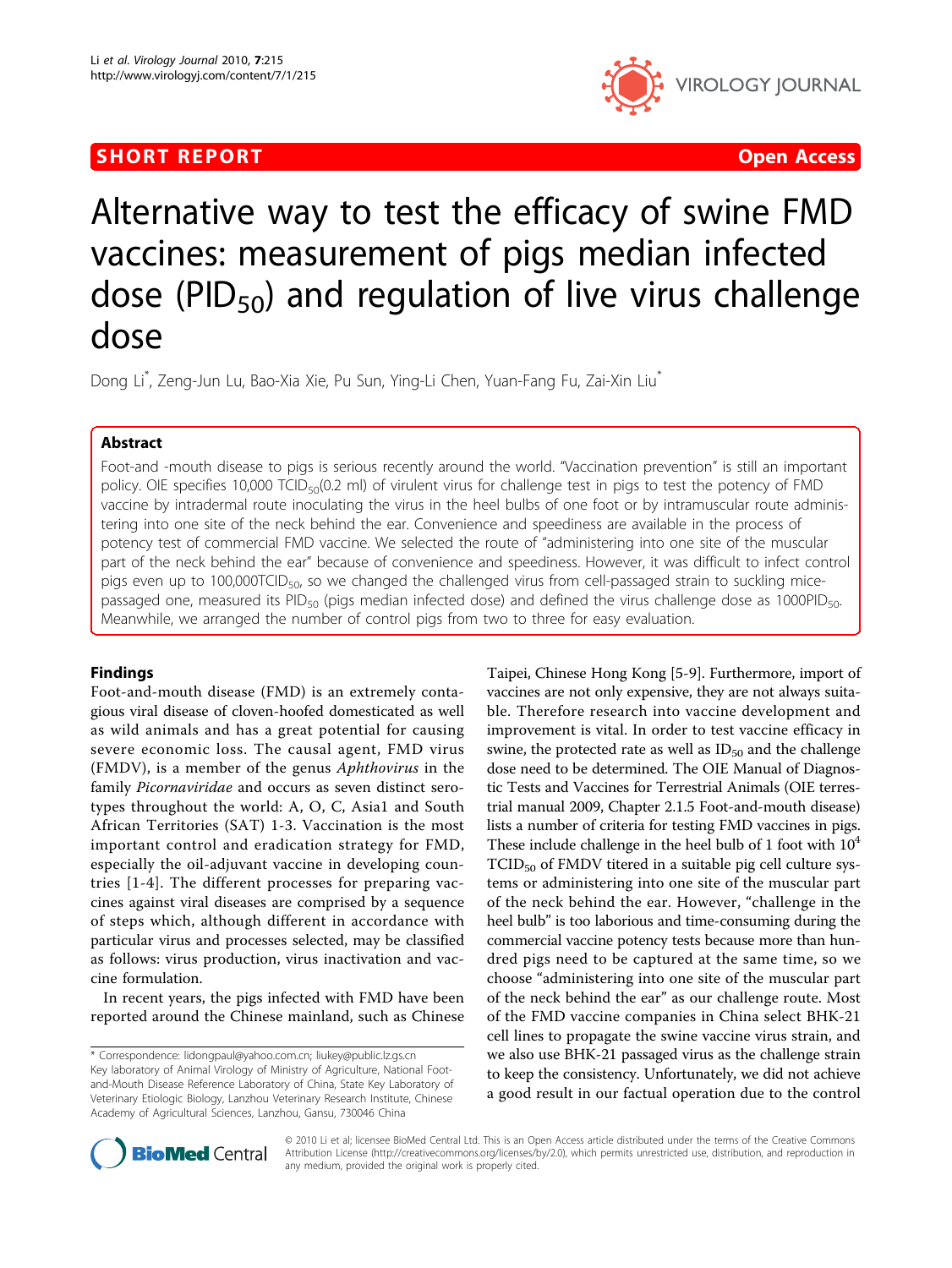SHORT REPORT

Open Access

# Alternative way to test the efficacy of swine FMD vaccines: measurement of pigs median infected dose ($PID_{50}$) and regulation of live virus challenge dose

Dong Li*, Zeng-Jun Lu, Bao-Xia Xie, Pu Sun, Ying-Li Chen, Yuan-Fang Fu, Zai-Xin Liu*

## Abstract

Foot-and -mouth disease to pigs is serious recently around the world. "Vaccination prevention" is still an important policy. OIE specifies 10,000 $TCID_{50}$(0.2 ml) of virulent virus for challenge test in pigs to test the potency of FMD vaccine by intradermal route inoculating the virus in the heel bulbs of one foot or by intramuscular route administering into one site of the neck behind the ear. Convenience and speediness are available in the process of potency test of commercial FMD vaccine. We selected the route of "administering into one site of the muscular part of the neck behind the ear" because of convenience and speediness. However, it was difficult to infect control pigs even up to 100,000$TCID_{50}$, so we changed the challenged virus from cell-passaged strain to suckling mice-passaged one, measured its $PID_{50}$ (pigs median infected dose) and defined the virus challenge dose as 1000$PID_{50}$. Meanwhile, we arranged the number of control pigs from two to three for easy evaluation.

## Findings

Foot-and-mouth disease (FMD) is an extremely contagious viral disease of cloven-hoofed domesticated as well as wild animals and has a great potential for causing severe economic loss. The causal agent, FMD virus (FMDV), is a member of the genus *Aphthovirus* in the family *Picornaviridae* and occurs as seven distinct serotypes throughout the world: A, O, C, Asia1 and South African Territories (SAT) 1-3. Vaccination is the most important control and eradication strategy for FMD, especially the oil-adjuvant vaccine in developing countries [1-4]. The different processes for preparing vaccines against viral diseases are comprised by a sequence of steps which, although different in accordance with particular virus and processes selected, may be classified as follows: virus production, virus inactivation and vaccine formulation.

In recent years, the pigs infected with FMD have been reported around the Chinese mainland, such as Chinese Taipei, Chinese Hong Kong [5-9]. Furthermore, import of vaccines are not only expensive, they are not always suitable. Therefore research into vaccine development and improvement is vital. In order to test vaccine efficacy in swine, the protected rate as well as $ID_{50}$ and the challenge dose need to be determined. The OIE Manual of Diagnostic Tests and Vaccines for Terrestrial Animals (OIE terrestrial manual 2009, Chapter 2.1.5 Foot-and-mouth disease) lists a number of criteria for testing FMD vaccines in pigs. These include challenge in the heel bulb of 1 foot with $10^4$ $TCID_{50}$ of FMDV titered in a suitable pig cell culture systems or administering into one site of the muscular part of the neck behind the ear. However, "challenge in the heel bulb" is too laborious and time-consuming during the commercial vaccine potency tests because more than hundred pigs need to be captured at the same time, so we choose "administering into one site of the muscular part of the neck behind the ear" as our challenge route. Most of the FMD vaccine companies in China select BHK-21 cell lines to propagate the swine vaccine virus strain, and we also use BHK-21 passaged virus as the challenge strain to keep the consistency. Unfortunately, we did not achieve a good result in our factual operation due to the control

\* Correspondence: lidongpaul@yahoo.com.cn; liukey@public.lz.gs.cn
Key laboratory of Animal Virology of Ministry of Agriculture, National Foot-and-Mouth Disease Reference Laboratory of China, State Key Laboratory of Veterinary Etiologic Biology, Lanzhou Veterinary Research Institute, Chinese Academy of Agricultural Sciences, Lanzhou, Gansu, 730046 China

© 2010 Li et al; licensee BioMed Central Ltd. This is an Open Access article distributed under the terms of the Creative Commons Attribution License (http://creativecommons.org/licenses/by/2.0), which permits unrestricted use, distribution, and reproduction in any medium, provided the original work is properly cited.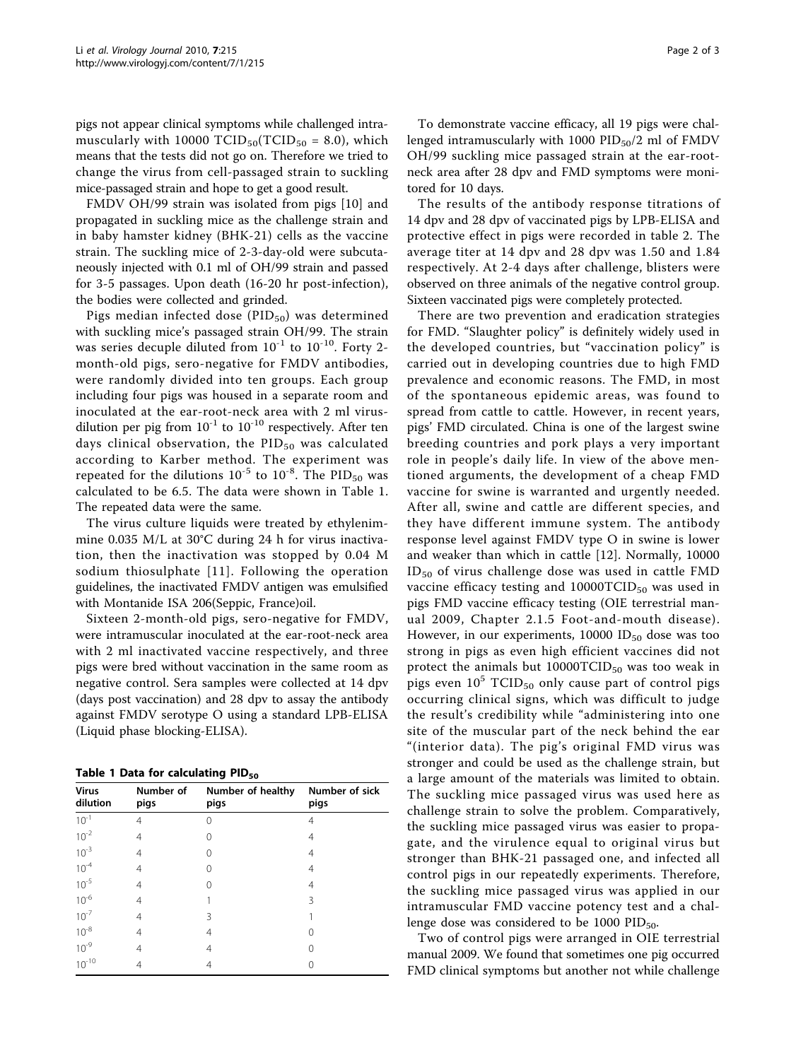pigs not appear clinical symptoms while challenged intramuscularly with 10000 $TCID_{50}$($TCID_{50}$ = 8.0), which means that the tests did not go on. Therefore we tried to change the virus from cell-passaged strain to suckling mice-passaged strain and hope to get a good result.

FMDV OH/99 strain was isolated from pigs [10] and propagated in suckling mice as the challenge strain and in baby hamster kidney (BHK-21) cells as the vaccine strain. The suckling mice of 2-3-day-old were subcutaneously injected with 0.1 ml of OH/99 strain and passed for 3-5 passages. Upon death (16-20 hr post-infection), the bodies were collected and grinded.

Pigs median infected dose ($PID_{50}$) was determined with suckling mice's passaged strain OH/99. The strain was series decuple diluted from $10^{-1}$ to $10^{-10}$. Forty 2-month-old pigs, sero-negative for FMDV antibodies, were randomly divided into ten groups. Each group including four pigs was housed in a separate room and inoculated at the ear-root-neck area with 2 ml virus-dilution per pig from $10^{-1}$ to $10^{-10}$ respectively. After ten days clinical observation, the $PID_{50}$ was calculated according to Karber method. The experiment was repeated for the dilutions $10^{-5}$ to $10^{-8}$. The $PID_{50}$ was calculated to be 6.5. The data were shown in Table 1. The repeated data were the same.

The virus culture liquids were treated by ethylenimmine 0.035 M/L at 30°C during 24 h for virus inactivation, then the inactivation was stopped by 0.04 M sodium thiosulphate [11]. Following the operation guidelines, the inactivated FMDV antigen was emulsified with Montanide ISA 206(Seppic, France)oil.

Sixteen 2-month-old pigs, sero-negative for FMDV, were intramuscular inoculated at the ear-root-neck area with 2 ml inactivated vaccine respectively, and three pigs were bred without vaccination in the same room as negative control. Sera samples were collected at 14 dpv (days post vaccination) and 28 dpv to assay the antibody against FMDV serotype O using a standard LPB-ELISA (Liquid phase blocking-ELISA).

**Table 1 Data for calculating $PID_{50}$**

| Virus dilution | Number of pigs | Number of healthy pigs | Number of sick pigs |
|---|---|---|---|
| $10^{-1}$ | 4 | 0 | 4 |
| $10^{-2}$ | 4 | 0 | 4 |
| $10^{-3}$ | 4 | 0 | 4 |
| $10^{-4}$ | 4 | 0 | 4 |
| $10^{-5}$ | 4 | 0 | 4 |
| $10^{-6}$ | 4 | 1 | 3 |
| $10^{-7}$ | 4 | 3 | 1 |
| $10^{-8}$ | 4 | 4 | 0 |
| $10^{-9}$ | 4 | 4 | 0 |
| $10^{-10}$ | 4 | 4 | 0 |

To demonstrate vaccine efficacy, all 19 pigs were challenged intramuscularly with 1000 $PID_{50}$/2 ml of FMDV OH/99 suckling mice passaged strain at the ear-root-neck area after 28 dpv and FMD symptoms were monitored for 10 days.

The results of the antibody response titrations of 14 dpv and 28 dpv of vaccinated pigs by LPB-ELISA and protective effect in pigs were recorded in table 2. The average titer at 14 dpv and 28 dpv was 1.50 and 1.84 respectively. At 2-4 days after challenge, blisters were observed on three animals of the negative control group. Sixteen vaccinated pigs were completely protected.

There are two prevention and eradication strategies for FMD. "Slaughter policy" is definitely widely used in the developed countries, but "vaccination policy" is carried out in developing countries due to high FMD prevalence and economic reasons. The FMD, in most of the spontaneous epidemic areas, was found to spread from cattle to cattle. However, in recent years, pigs' FMD circulated. China is one of the largest swine breeding countries and pork plays a very important role in people's daily life. In view of the above mentioned arguments, the development of a cheap FMD vaccine for swine is warranted and urgently needed. After all, swine and cattle are different species, and they have different immune system. The antibody response level against FMDV type O in swine is lower and weaker than which in cattle [12]. Normally, 10000 $ID_{50}$ of virus challenge dose was used in cattle FMD vaccine efficacy testing and 10000$TCID_{50}$ was used in pigs FMD vaccine efficacy testing (OIE terrestrial manual 2009, Chapter 2.1.5 Foot-and-mouth disease). However, in our experiments, 10000 $ID_{50}$ dose was too strong in pigs as even high efficient vaccines did not protect the animals but 10000$TCID_{50}$ was too weak in pigs even $10^{5}$ $TCID_{50}$ only cause part of control pigs occurring clinical signs, which was difficult to judge the result's credibility while "administering into one site of the muscular part of the neck behind the ear "(interior data). The pig's original FMD virus was stronger and could be used as the challenge strain, but a large amount of the materials was limited to obtain. The suckling mice passaged virus was used here as challenge strain to solve the problem. Comparatively, the suckling mice passaged virus was easier to propagate, and the virulence equal to original virus but stronger than BHK-21 passaged one, and infected all control pigs in our repeatedly experiments. Therefore, the suckling mice passaged virus was applied in our intramuscular FMD vaccine potency test and a challenge dose was considered to be 1000 $PID_{50}$.

Two of control pigs were arranged in OIE terrestrial manual 2009. We found that sometimes one pig occurred FMD clinical symptoms but another not while challenge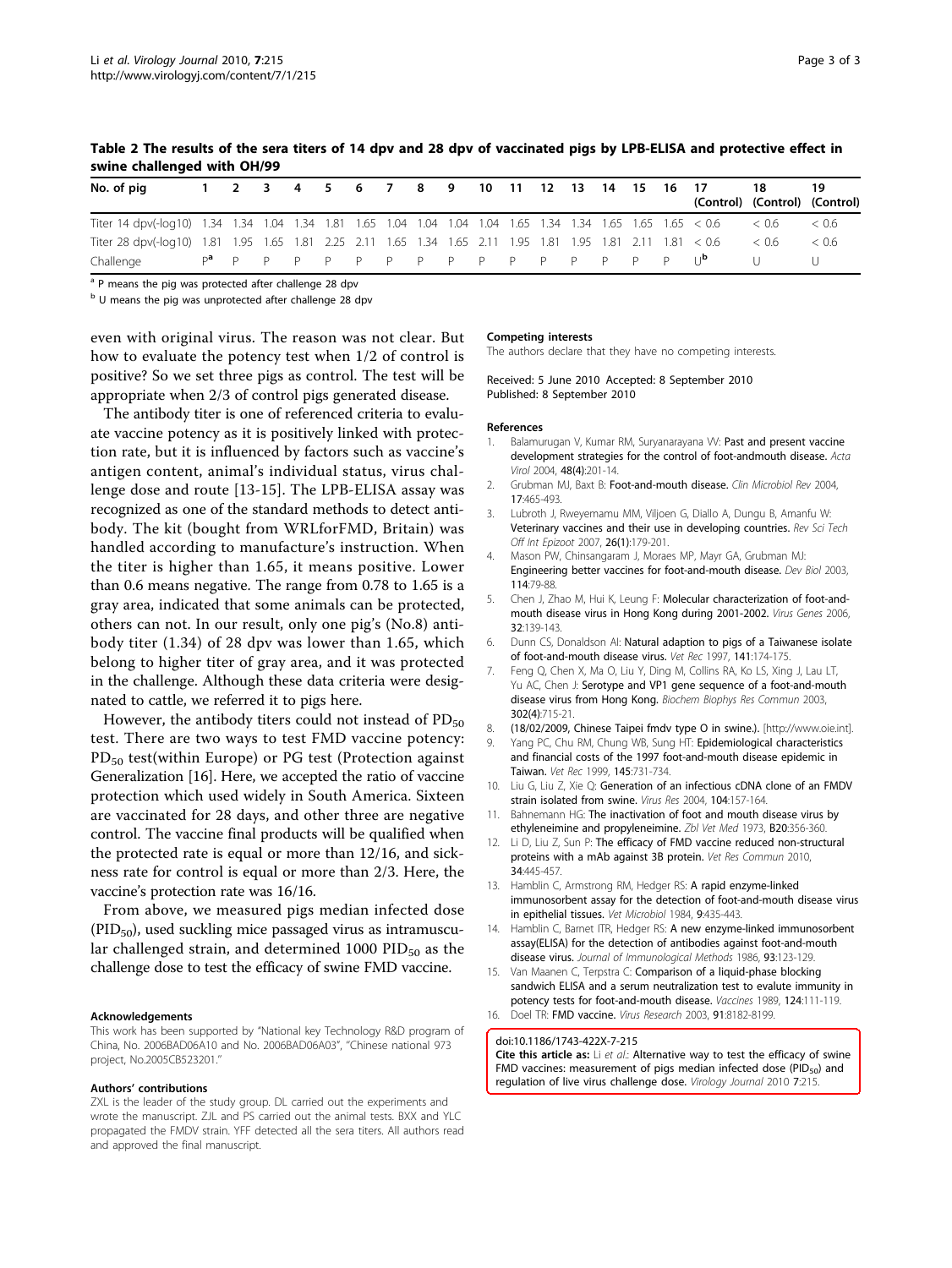**Table 2 The results of the sera titers of 14 dpv and 28 dpv of vaccinated pigs by LPB-ELISA and protective effect in swine challenged with OH/99**

| No. of pig | 1 | 2 | 3 | 4 | 5 | 6 | 7 | 8 | 9 | 10 | 11 | 12 | 13 | 14 | 15 | 16 | 17 (Control) | 18 (Control) | 19 (Control) |
|---|---|---|---|---|---|---|---|---|---|---|---|---|---|---|---|---|---|---|---|
| Titer 14 dpv(-log10) | 1.34 | 1.34 | 1.04 | 1.34 | 1.81 | 1.65 | 1.04 | 1.04 | 1.04 | 1.04 | 1.65 | 1.34 | 1.34 | 1.65 | 1.65 | 1.65 | < 0.6 | < 0.6 | < 0.6 |
| Titer 28 dpv(-log10) | 1.81 | 1.95 | 1.65 | 1.81 | 2.25 | 2.11 | 1.65 | 1.34 | 1.65 | 2.11 | 1.95 | 1.81 | 1.95 | 1.81 | 2.11 | 1.81 | < 0.6 | < 0.6 | < 0.6 |
| Challenge | P[a] | P | P | P | P | P | P | P | P | P | P | P | P | P | P | P | U[b] | U | U |

[a] P means the pig was protected after challenge 28 dpv

[b] U means the pig was unprotected after challenge 28 dpv

even with original virus. The reason was not clear. But how to evaluate the potency test when 1/2 of control is positive? So we set three pigs as control. The test will be appropriate when 2/3 of control pigs generated disease.

The antibody titer is one of referenced criteria to evaluate vaccine potency as it is positively linked with protection rate, but it is influenced by factors such as vaccine's antigen content, animal's individual status, virus challenge dose and route [13-15]. The LPB-ELISA assay was recognized as one of the standard methods to detect antibody. The kit (bought from WRLforFMD, Britain) was handled according to manufacture's instruction. When the titer is higher than 1.65, it means positive. Lower than 0.6 means negative. The range from 0.78 to 1.65 is a gray area, indicated that some animals can be protected, others can not. In our result, only one pig's (No.8) antibody titer (1.34) of 28 dpv was lower than 1.65, which belong to higher titer of gray area, and it was protected in the challenge. Although these data criteria were designated to cattle, we referred it to pigs here.

However, the antibody titers could not instead of $PD_{50}$ test. There are two ways to test FMD vaccine potency: $PD_{50}$ test(within Europe) or PG test (Protection against Generalization [16]. Here, we accepted the ratio of vaccine protection which used widely in South America. Sixteen are vaccinated for 28 days, and other three are negative control. The vaccine final products will be qualified when the protected rate is equal or more than 12/16, and sickness rate for control is equal or more than 2/3. Here, the vaccine's protection rate was 16/16.

From above, we measured pigs median infected dose ($PID_{50}$), used suckling mice passaged virus as intramuscular challenged strain, and determined 1000 $PID_{50}$ as the challenge dose to test the efficacy of swine FMD vaccine.

### Acknowledgements

This work has been supported by "National key Technology R&D program of China, No. 2006BAD06A10 and No. 2006BAD06A03", "Chinese national 973 project, No.2005CB523201."

### Authors' contributions

ZXL is the leader of the study group. DL carried out the experiments and wrote the manuscript. ZJL and PS carried out the animal tests. BXX and YLC propagated the FMDV strain. YFF detected all the sera titers. All authors read and approved the final manuscript.

### Competing interests

The authors declare that they have no competing interests.

Received: 5 June 2010 Accepted: 8 September 2010
Published: 8 September 2010

### References

1. Balamurugan V, Kumar RM, Suryanarayana VV: **Past and present vaccine development strategies for the control of foot-andmouth disease.** *Acta Virol* 2004, **48(4)**:201-14.
2. Grubman MJ, Baxt B: **Foot-and-mouth disease.** *Clin Microbiol Rev* 2004, **17**:465-493.
3. Lubroth J, Rweyemamu MM, Viljoen G, Diallo A, Dungu B, Amanfu W: **Veterinary vaccines and their use in developing countries.** *Rev Sci Tech Off Int Epizoot* 2007, **26(1)**:179-201.
4. Mason PW, Chinsangaram J, Moraes MP, Mayr GA, Grubman MJ: **Engineering better vaccines for foot-and-mouth disease.** *Dev Biol* 2003, **114**:79-88.
5. Chen J, Zhao M, Hui K, Leung F: **Molecular characterization of foot-and-mouth disease virus in Hong Kong during 2001-2002.** *Virus Genes* 2006, **32**:139-143.
6. Dunn CS, Donaldson AI: **Natural adaption to pigs of a Taiwanese isolate of foot-and-mouth disease virus.** *Vet Rec* 1997, **141**:174-175.
7. Feng Q, Chen X, Ma O, Liu Y, Ding M, Collins RA, Ko LS, Xing J, Lau LT, Yu AC, Chen J: **Serotype and VP1 gene sequence of a foot-and-mouth disease virus from Hong Kong.** *Biochem Biophys Res Commun* 2003, **302(4)**:715-21.
8. **(18/02/2009, Chinese Taipei fmdv type O in swine.).** [http://www.oie.int].
9. Yang PC, Chu RM, Chung WB, Sung HT: **Epidemiological characteristics and financial costs of the 1997 foot-and-mouth disease epidemic in Taiwan.** *Vet Rec* 1999, **145**:731-734.
10. Liu G, Liu Z, Xie Q: **Generation of an infectious cDNA clone of an FMDV strain isolated from swine.** *Virus Res* 2004, **104**:157-164.
11. Bahnemann HG: **The inactivation of foot and mouth disease virus by ethyleneimine and propyleneimine.** *Zbl Vet Med* 1973, **B20**:356-360.
12. Li D, Liu Z, Sun P: **The efficacy of FMD vaccine reduced non-structural proteins with a mAb against 3B protein.** *Vet Res Commun* 2010, **34**:445-457.
13. Hamblin C, Armstrong RM, Hedger RS: **A rapid enzyme-linked immunosorbent assay for the detection of foot-and-mouth disease virus in epithelial tissues.** *Vet Microbiol* 1984, **9**:435-443.
14. Hamblin C, Barnet ITR, Hedger RS: **A new enzyme-linked immunosorbent assay(ELISA) for the detection of antibodies against foot-and-mouth disease virus.** *Journal of Immunological Methods* 1986, **93**:123-129.
15. Van Maanen C, Terpstra C: **Comparison of a liquid-phase blocking sandwich ELISA and a serum neutralization test to evalute immunity in potency tests for foot-and-mouth disease.** *Vaccines* 1989, **124**:111-119.
16. Doel TR: **FMD vaccine.** *Virus Research* 2003, **91**:8182-8199.

doi:10.1186/1743-422X-7-215
**Cite this article as:** Li *et al.*: Alternative way to test the efficacy of swine FMD vaccines: measurement of pigs median infected dose ($PID_{50}$) and regulation of live virus challenge dose. *Virology Journal* 2010 **7**:215.